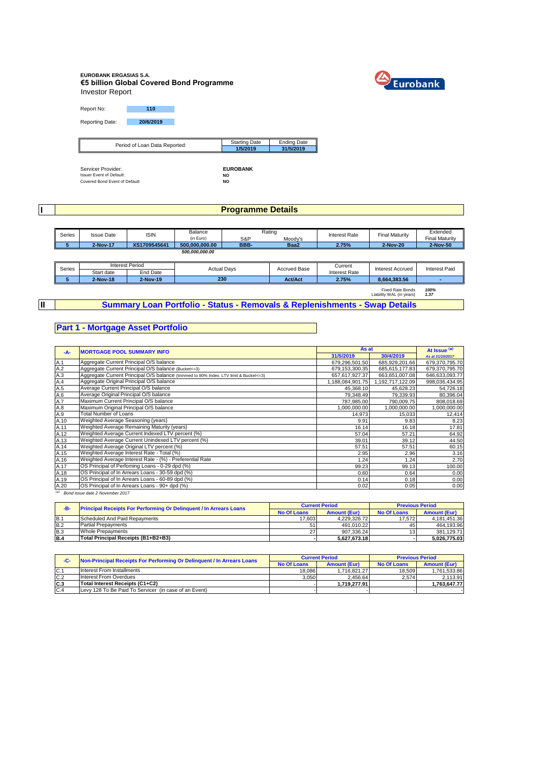**EUROBANK ERGASIAS S.A.**
## €5 billion Global Covered Bond Programme
Investor Report

| | |
|---|---|
| Report No: | 110 |
| Reporting Date: | 20/6/2019 |

| Period of Loan Data Reported: | Starting Date | Ending Date |
|---|---|---|
| | 1/5/2019 | 31/5/2019 |

| | |
|---|---|
| Servicer Provider: | EUROBANK |
| Issuer Event of Default: | NO |
| Covered Bond Event of Default: | NO |

# I Programme Details

| Series | Issue Date | ISIN | Balance (in Euro) | Rating S&P | Rating Moody's | Interest Rate | Final Maturity | Extended Final Maturity |
|---|---|---|---|---|---|---|---|---|
| 5 | 2-Nov-17 | XS1709545641 | 500,000,000.00 | BBB- | Baa2 | 2.75% | 2-Nov-20 | 2-Nov-50 |
| | | | 500,000,000.00 | | | | | |

| Series | Interest Period Start date | Interest Period End Date | Actual Days | Accrued Base | Current Interest Rate | Interest Accrued | Interest Paid |
|---|---|---|---|---|---|---|---|
| 5 | 2-Nov-18 | 2-Nov-19 | 230 | Act/Act | 2.75% | 8,664,383.56 | - |

Fixed Rate Bonds: *100%*
Liability WAL (in years): *1.37*

# II Summary Loan Portfolio - Status - Removals & Replenishments - Swap Details

## Part 1 - Mortgage Asset Portfolio

| -A- | MORTGAGE POOL SUMMARY INFO | As at 31/5/2019 | As at 30/4/2019 | At Issue (*) As at 31/10/2017 |
|---|---|---|---|---|
| A.1 | Aggregate Current Principal O/S balance | 679,296,501.50 | 685,929,201.66 | 679,370,795.70 |
| A.2 | Aggregate Current Principal O/S balance (Bucket<=3) | 679,153,300.35 | 685,615,177.83 | 679,370,795.70 |
| A.3 | Aggregate Current Principal O/S balance (trimmed to 80% Index. LTV limit & Bucket<=3) | 657,617,927.37 | 663,651,007.08 | 646,633,093.77 |
| A.4 | Aggregate Original Principal O/S balance | 1,188,084,901.75 | 1,192,717,122.09 | 998,036,434.95 |
| A.5 | Average Current Principal O/S balance | 45,368.10 | 45,628.23 | 54,726.18 |
| A.6 | Average Original Principal O/S balance | 79,348.49 | 79,339.93 | 80,396.04 |
| A.7 | Maximum Current Principal O/S balance | 787,985.00 | 790,009.75 | 808,018.69 |
| A.8 | Maximum Original Principal O/S balance | 1,000,000.00 | 1,000,000.00 | 1,000,000.00 |
| A.9 | Total Number of Loans | 14,973 | 15,033 | 12,414 |
| A.10 | Weighted Average Seasoning (years) | 9.91 | 9.83 | 8.23 |
| A.11 | Weighted Average Remaining Maturity (years) | 16.14 | 16.18 | 17.81 |
| A.12 | Weighted Average Current Indexed LTV percent (%) | 57.04 | 57.21 | 64.92 |
| A.13 | Weighted Average Current Unindexed LTV percent (%) | 39.01 | 39.12 | 44.50 |
| A.14 | Weighted Average Original LTV percent (%) | 57.51 | 57.51 | 60.15 |
| A.15 | Weighted Average Interest Rate - Total (%) | 2.95 | 2.96 | 3.16 |
| A.16 | Weighted Average Interest Rate - (%) - Preferential Rate | 1.24 | 1.24 | 2.70 |
| A.17 | OS Principal of Perfoming Loans - 0-29 dpd (%) | 99.23 | 99.13 | 100.00 |
| A.18 | OS Principal of In Arrears Loans - 30-59 dpd (%) | 0.60 | 0.64 | 0.00 |
| A.19 | OS Principal of In Arrears Loans - 60-89 dpd (%) | 0.14 | 0.18 | 0.00 |
| A.20 | OS Principal of In Arrears Loans - 90+ dpd (%) | 0.02 | 0.05 | 0.00 |

(*) *Bond issue date 2 November 2017*

| -B- | Principal Receipts For Performing Or Delinquent / In Arrears Loans | Current Period No Of Loans | Current Period Amount (Eur) | Previous Period No Of Loans | Previous Period Amount (Eur) |
|---|---|---|---|---|---|
| B.1 | Scheduled And Paid Repayments | 17,603 | 4,229,326.72 | 17,572 | 4,181,451.36 |
| B.2 | Partial Prepayments | 51 | 491,010.22 | 45 | 464,193.96 |
| B.3 | Whole Prepayments | 27 | 907,336.24 | 13 | 381,129.71 |
| B.4 | **Total Principal Receipts (B1+B2+B3)** | - | **5,627,673.18** | - | **5,026,775.03** |

| -C- | Non-Principal Receipts For Performing Or Delinquent / In Arrears Loans | Current Period No Of Loans | Current Period Amount (Eur) | Previous Period No Of Loans | Previous Period Amount (Eur) |
|---|---|---|---|---|---|
| C.1 | Interest From Installments | 18,086 | 1,716,821.27 | 18,509 | 1,761,533.86 |
| C.2 | Interest From Overdues | 3,050 | 2,456.64 | 2,574 | 2,113.91 |
| C.3 | **Total Interest Receipts (C1+C2)** | - | **1,719,277.91** | - | **1,763,647.77** |
| C.4 | Levy 128 To Be Paid To Servicer (in case of an Event) | - | - | - | - |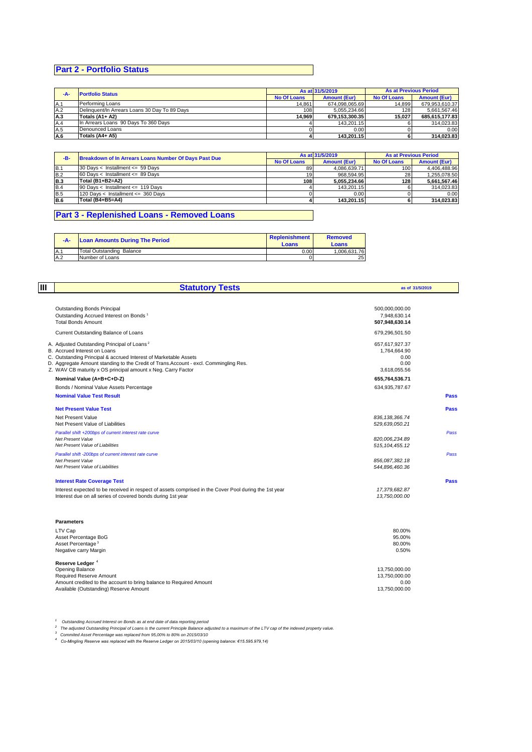## Part 2 - Portfolio Status

| -A- | Portfolio Status | As at 31/5/2019 | | As at Previous Period | |
|---|---|---|---|---|---|
| | | No Of Loans | Amount (Eur) | No Of Loans | Amount (Eur) |
| A.1 | Performing Loans | 14,861 | 674,098,065.69 | 14,899 | 679,953,610.37 |
| A.2 | Delinquent/In Arrears Loans 30 Day To 89 Days | 108 | 5,055,234.66 | 128 | 5,661,567.46 |
| **A.3** | **Totals (A1+ A2)** | **14,969** | **679,153,300.35** | **15,027** | **685,615,177.83** |
| A.4 | In Arrears Loans 90 Days To 360 Days | 4 | 143,201.15 | 6 | 314,023.83 |
| A.5 | Denounced Loans | 0 | 0.00 | 0 | 0.00 |
| **A.6** | **Totals (A4+ A5)** | **4** | **143,201.15** | **6** | **314,023.83** |

| -B- | Breakdown of In Arrears Loans Number Of Days Past Due | As at 31/5/2019 | | As at Previous Period | |
|---|---|---|---|---|---|
| | | No Of Loans | Amount (Eur) | No Of Loans | Amount (Eur) |
| B.1 | 30 Days < Installment <= 59 Days | 89 | 4,086,639.71 | 100 | 4,406,488.96 |
| B.2 | 60 Days < Installment <= 89 Days | 19 | 968,594.95 | 28 | 1,255,078.50 |
| **B.3** | **Total (B1+B2=A2)** | **108** | **5,055,234.66** | **128** | **5,661,567.46** |
| B.4 | 90 Days < Installment <= 119 Days | 4 | 143,201.15 | 6 | 314,023.83 |
| B.5 | 120 Days < Installment <= 360 Days | 0 | 0.00 | 0 | 0.00 |
| **B.6** | **Total (B4+B5=A4)** | **4** | **143,201.15** | **6** | **314,023.83** |

## Part 3 - Replenished Loans - Removed Loans

| -A- | Loan Amounts During The Period | Replenishment Loans | Removed Loans |
|---|---|---|---|
| A.1 | Total Outstanding Balance | 0.00 | 1,006,631.76 |
| A.2 | Number of Loans | 0 | 25 |

## III Statutory Tests

as of 31/5/2019

| | | |
|---|---|---|
| Outstanding Bonds Principal | 500,000,000.00 | |
| Outstanding Accrued Interest on Bonds [1] | 7,948,630.14 | |
| Total Bonds Amount | **507,948,630.14** | |
| Current Outstanding Balance of Loans | 679,296,501.50 | |
| A. Adjusted Outstanding Principal of Loans [2] | 657,617,927.37 | |
| B. Accrued Interest on Loans | 1,764,664.90 | |
| C. Outstanding Principal & accrued Interest of Marketable Assets | 0.00 | |
| D. Aggregate Amount standing to the Credit of Trans.Account - excl. Commingling Res. | 0.00 | |
| Z. WAV CB maturity x OS principal amount x Neg. Carry Factor | 3,618,055.56 | |
| **Nominal Value (A+B+C+D-Z)** | **655,764,536.71** | |
| Bonds / Nominal Value Assets Percentage | 634,935,787.67 | |
| **Nominal Value Test Result** | | **Pass** |
| **Net Present Value Test** | | **Pass** |
| Net Present Value | *836,138,366.74* | |
| Net Present Value of Liabilities | *529,639,050.21* | |
| *Parallel shift +200bps of current interest rate curve* | | *Pass* |
| *Net Present Value* | *820,006,234.89* | |
| *Net Present Value of Liabilities* | *515,104,455.12* | |
| *Parallel shift -200bps of current interest rate curve* | | *Pass* |
| *Net Present Value* | *856,087,382.18* | |
| *Net Present Value of Liabilities* | *544,896,460.36* | |
| **Interest Rate Coverage Test** | | **Pass** |
| Interest expected to be received in respect of assets comprised in the Cover Pool during the 1st year | *17,379,682.87* | |
| Interest due on all series of covered bonds during 1st year | *13,750,000.00* | |

**Parameters**

| | |
|---|---|
| LTV Cap | 80.00% |
| Asset Percentage BoG | 95.00% |
| Asset Percentage [3] | 80.00% |
| Negative carry Margin | 0.50% |

**Reserve Ledger [4]**

| | |
|---|---|
| Opening Balance | 13,750,000.00 |
| Required Reserve Amount | 13,750,000.00 |
| Amount credited to the account to bring balance to Required Amount | 0.00 |
| Available (Outstanding) Reserve Amount | 13,750,000.00 |

[1] *Outstanding Accrued Interest on Bonds as at end date of data reporting period*

[2] *The adjusted Outstanding Principal of Loans is the current Principle Balance adjusted to a maximum of the LTV cap of the indexed property value.*

[3] *Commited Asset Percentage was replaced from 95,00% to 80% on 2015/03/10*

[4] *Co-Mingling Reserve was replaced with the Reserve Ledger on 2015/03/10 (opening balance: €15.595.979,14)*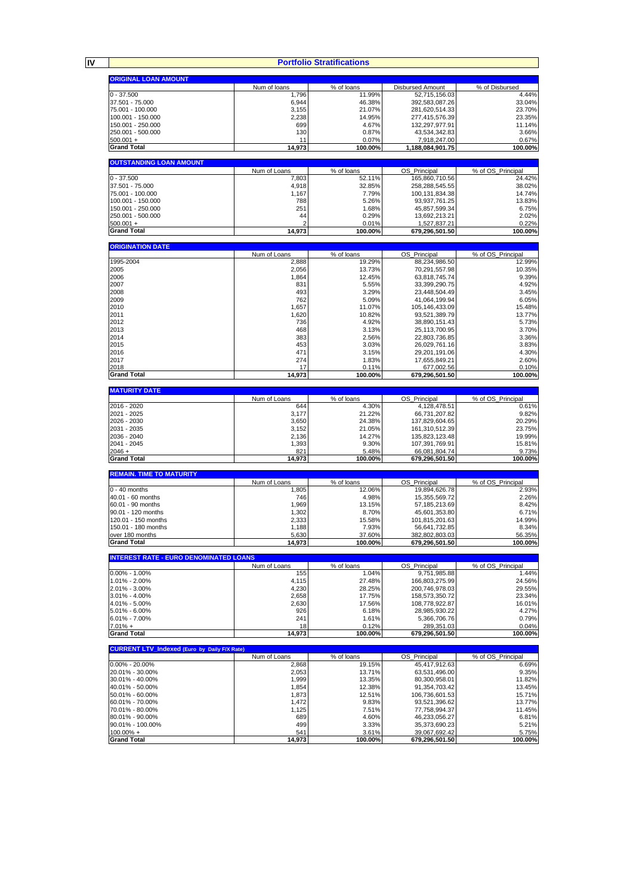## IV Portfolio Stratifications

| ORIGINAL LOAN AMOUNT | Num of loans | % of loans | Disbursed Amount | % of Disbursed |
|---|---|---|---|---|
| 0 - 37.500 | 1,796 | 11.99% | 52,715,156.03 | 4.44% |
| 37.501 - 75.000 | 6,944 | 46.38% | 392,583,087.26 | 33.04% |
| 75.001 - 100.000 | 3,155 | 21.07% | 281,620,514.33 | 23.70% |
| 100.001 - 150.000 | 2,238 | 14.95% | 277,415,576.39 | 23.35% |
| 150.001 - 250.000 | 699 | 4.67% | 132,297,977.91 | 11.14% |
| 250.001 - 500.000 | 130 | 0.87% | 43,534,342.83 | 3.66% |
| 500.001 + | 11 | 0.07% | 7,918,247.00 | 0.67% |
| **Grand Total** | **14,973** | **100.00%** | **1,188,084,901.75** | **100.00%** |

| OUTSTANDING LOAN AMOUNT | Num of Loans | % of loans | OS_Principal | % of OS_Principal |
|---|---|---|---|---|
| 0 - 37.500 | 7,803 | 52.11% | 165,860,710.56 | 24.42% |
| 37.501 - 75.000 | 4,918 | 32.85% | 258,288,545.55 | 38.02% |
| 75.001 - 100.000 | 1,167 | 7.79% | 100,131,834.38 | 14.74% |
| 100.001 - 150.000 | 788 | 5.26% | 93,937,761.25 | 13.83% |
| 150.001 - 250.000 | 251 | 1.68% | 45,857,599.34 | 6.75% |
| 250.001 - 500.000 | 44 | 0.29% | 13,692,213.21 | 2.02% |
| 500.001 + | 2 | 0.01% | 1,527,837.21 | 0.22% |
| **Grand Total** | **14,973** | **100.00%** | **679,296,501.50** | **100.00%** |

| ORIGINATION DATE | Num of Loans | % of loans | OS_Principal | % of OS_Principal |
|---|---|---|---|---|
| 1995-2004 | 2,888 | 19.29% | 88,234,986.50 | 12.99% |
| 2005 | 2,056 | 13.73% | 70,291,557.98 | 10.35% |
| 2006 | 1,864 | 12.45% | 63,818,745.74 | 9.39% |
| 2007 | 831 | 5.55% | 33,399,290.75 | 4.92% |
| 2008 | 493 | 3.29% | 23,448,504.49 | 3.45% |
| 2009 | 762 | 5.09% | 41,064,199.94 | 6.05% |
| 2010 | 1,657 | 11.07% | 105,146,433.09 | 15.48% |
| 2011 | 1,620 | 10.82% | 93,521,389.79 | 13.77% |
| 2012 | 736 | 4.92% | 38,890,151.43 | 5.73% |
| 2013 | 468 | 3.13% | 25,113,700.95 | 3.70% |
| 2014 | 383 | 2.56% | 22,803,736.85 | 3.36% |
| 2015 | 453 | 3.03% | 26,029,761.16 | 3.83% |
| 2016 | 471 | 3.15% | 29,201,191.06 | 4.30% |
| 2017 | 274 | 1.83% | 17,655,849.21 | 2.60% |
| 2018 | 17 | 0.11% | 677,002.56 | 0.10% |
| **Grand Total** | **14,973** | **100.00%** | **679,296,501.50** | **100.00%** |

| MATURITY DATE | Num of Loans | % of loans | OS_Principal | % of OS_Principal |
|---|---|---|---|---|
| 2016 - 2020 | 644 | 4.30% | 4,128,478.51 | 0.61% |
| 2021 - 2025 | 3,177 | 21.22% | 66,731,207.82 | 9.82% |
| 2026 - 2030 | 3,650 | 24.38% | 137,829,604.65 | 20.29% |
| 2031 - 2035 | 3,152 | 21.05% | 161,310,512.39 | 23.75% |
| 2036 - 2040 | 2,136 | 14.27% | 135,823,123.48 | 19.99% |
| 2041 - 2045 | 1,393 | 9.30% | 107,391,769.91 | 15.81% |
| 2046 + | 821 | 5.48% | 66,081,804.74 | 9.73% |
| **Grand Total** | **14,973** | **100.00%** | **679,296,501.50** | **100.00%** |

| REMAIN. TIME TO MATURITY | Num of Loans | % of loans | OS_Principal | % of OS_Principal |
|---|---|---|---|---|
| 0 - 40 months | 1,805 | 12.06% | 19,894,626.78 | 2.93% |
| 40.01 - 60 months | 746 | 4.98% | 15,355,569.72 | 2.26% |
| 60.01 - 90 months | 1,969 | 13.15% | 57,185,213.69 | 8.42% |
| 90.01 - 120 months | 1,302 | 8.70% | 45,601,353.80 | 6.71% |
| 120.01 - 150 months | 2,333 | 15.58% | 101,815,201.63 | 14.99% |
| 150.01 - 180 months | 1,188 | 7.93% | 56,641,732.85 | 8.34% |
| over 180 months | 5,630 | 37.60% | 382,802,803.03 | 56.35% |
| **Grand Total** | **14,973** | **100.00%** | **679,296,501.50** | **100.00%** |

| INTEREST RATE - EURO DENOMINATED LOANS | Num of Loans | % of loans | OS_Principal | % of OS_Principal |
|---|---|---|---|---|
| 0.00% - 1.00% | 155 | 1.04% | 9,751,985.88 | 1.44% |
| 1.01% - 2.00% | 4,115 | 27.48% | 166,803,275.99 | 24.56% |
| 2.01% - 3.00% | 4,230 | 28.25% | 200,746,978.03 | 29.55% |
| 3.01% - 4.00% | 2,658 | 17.75% | 158,573,350.72 | 23.34% |
| 4.01% - 5.00% | 2,630 | 17.56% | 108,778,922.87 | 16.01% |
| 5.01% - 6.00% | 926 | 6.18% | 28,985,930.22 | 4.27% |
| 6.01% - 7.00% | 241 | 1.61% | 5,366,706.76 | 0.79% |
| 7.01% + | 18 | 0.12% | 289,351.03 | 0.04% |
| **Grand Total** | **14,973** | **100.00%** | **679,296,501.50** | **100.00%** |

| CURRENT LTV_Indexed (Euro by Daily F/X Rate) | Num of Loans | % of loans | OS_Principal | % of OS_Principal |
|---|---|---|---|---|
| 0.00% - 20.00% | 2,868 | 19.15% | 45,417,912.63 | 6.69% |
| 20.01% - 30.00% | 2,053 | 13.71% | 63,531,496.00 | 9.35% |
| 30.01% - 40.00% | 1,999 | 13.35% | 80,300,958.01 | 11.82% |
| 40.01% - 50.00% | 1,854 | 12.38% | 91,354,703.42 | 13.45% |
| 50.01% - 60.00% | 1,873 | 12.51% | 106,736,601.53 | 15.71% |
| 60.01% - 70.00% | 1,472 | 9.83% | 93,521,396.62 | 13.77% |
| 70.01% - 80.00% | 1,125 | 7.51% | 77,758,994.37 | 11.45% |
| 80.01% - 90.00% | 689 | 4.60% | 46,233,056.27 | 6.81% |
| 90.01% - 100.00% | 499 | 3.33% | 35,373,690.23 | 5.21% |
| 100.00% + | 541 | 3.61% | 39,067,692.42 | 5.75% |
| **Grand Total** | **14,973** | **100.00%** | **679,296,501.50** | **100.00%** |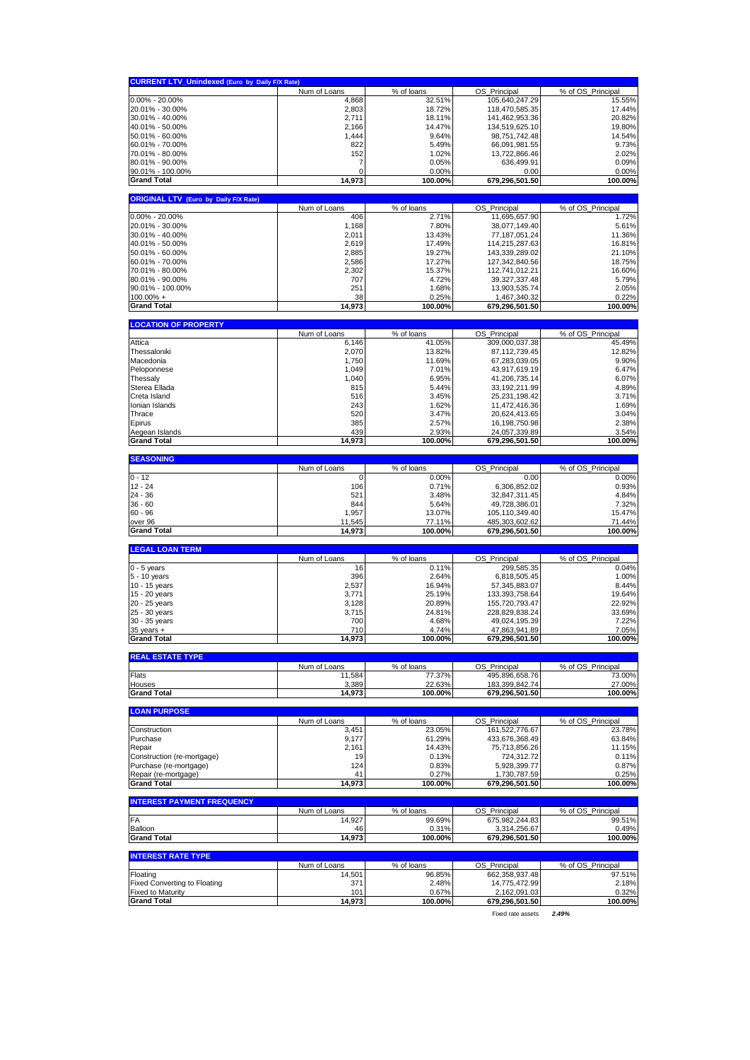| CURRENT LTV_Unindexed (Euro by Daily F/X Rate) | Num of Loans | % of loans | OS_Principal | % of OS_Principal |
|---|---|---|---|---|
| 0.00% - 20.00% | 4,868 | 32.51% | 105,640,247.29 | 15.55% |
| 20.01% - 30.00% | 2,803 | 18.72% | 118,470,585.35 | 17.44% |
| 30.01% - 40.00% | 2,711 | 18.11% | 141,462,953.36 | 20.82% |
| 40.01% - 50.00% | 2,166 | 14.47% | 134,519,625.10 | 19.80% |
| 50.01% - 60.00% | 1,444 | 9.64% | 98,751,742.48 | 14.54% |
| 60.01% - 70.00% | 822 | 5.49% | 66,091,981.55 | 9.73% |
| 70.01% - 80.00% | 152 | 1.02% | 13,722,866.46 | 2.02% |
| 80.01% - 90.00% | 7 | 0.05% | 636,499.91 | 0.09% |
| 90.01% - 100.00% | 0 | 0.00% | 0.00 | 0.00% |
| **Grand Total** | **14,973** | **100.00%** | **679,296,501.50** | **100.00%** |

| ORIGINAL LTV (Euro by Daily F/X Rate) | Num of Loans | % of loans | OS_Principal | % of OS_Principal |
|---|---|---|---|---|
| 0.00% - 20.00% | 406 | 2.71% | 11,695,657.90 | 1.72% |
| 20.01% - 30.00% | 1,168 | 7.80% | 38,077,149.40 | 5.61% |
| 30.01% - 40.00% | 2,011 | 13.43% | 77,187,051.24 | 11.36% |
| 40.01% - 50.00% | 2,619 | 17.49% | 114,215,287.63 | 16.81% |
| 50.01% - 60.00% | 2,885 | 19.27% | 143,339,289.02 | 21.10% |
| 60.01% - 70.00% | 2,586 | 17.27% | 127,342,840.56 | 18.75% |
| 70.01% - 80.00% | 2,302 | 15.37% | 112,741,012.21 | 16.60% |
| 80.01% - 90.00% | 707 | 4.72% | 39,327,337.48 | 5.79% |
| 90.01% - 100.00% | 251 | 1.68% | 13,903,535.74 | 2.05% |
| 100.00% + | 38 | 0.25% | 1,467,340.32 | 0.22% |
| **Grand Total** | **14,973** | **100.00%** | **679,296,501.50** | **100.00%** |

| LOCATION OF PROPERTY | Num of Loans | % of loans | OS_Principal | % of OS_Principal |
|---|---|---|---|---|
| Attica | 6,146 | 41.05% | 309,000,037.38 | 45.49% |
| Thessaloniki | 2,070 | 13.82% | 87,112,739.45 | 12.82% |
| Macedonia | 1,750 | 11.69% | 67,283,039.05 | 9.90% |
| Peloponnese | 1,049 | 7.01% | 43,917,619.19 | 6.47% |
| Thessaly | 1,040 | 6.95% | 41,206,735.14 | 6.07% |
| Sterea Ellada | 815 | 5.44% | 33,192,211.99 | 4.89% |
| Creta Island | 516 | 3.45% | 25,231,198.42 | 3.71% |
| Ionian Islands | 243 | 1.62% | 11,472,416.36 | 1.69% |
| Thrace | 520 | 3.47% | 20,624,413.65 | 3.04% |
| Epirus | 385 | 2.57% | 16,198,750.98 | 2.38% |
| Aegean Islands | 439 | 2.93% | 24,057,339.89 | 3.54% |
| **Grand Total** | **14,973** | **100.00%** | **679,296,501.50** | **100.00%** |

| SEASONING | Num of Loans | % of loans | OS_Principal | % of OS_Principal |
|---|---|---|---|---|
| 0 - 12 | 0 | 0.00% | 0.00 | 0.00% |
| 12 - 24 | 106 | 0.71% | 6,306,852.02 | 0.93% |
| 24 - 36 | 521 | 3.48% | 32,847,311.45 | 4.84% |
| 36 - 60 | 844 | 5.64% | 49,728,386.01 | 7.32% |
| 60 - 96 | 1,957 | 13.07% | 105,110,349.40 | 15.47% |
| over 96 | 11,545 | 77.11% | 485,303,602.62 | 71.44% |
| **Grand Total** | **14,973** | **100.00%** | **679,296,501.50** | **100.00%** |

| LEGAL LOAN TERM | Num of Loans | % of loans | OS_Principal | % of OS_Principal |
|---|---|---|---|---|
| 0 - 5 years | 16 | 0.11% | 299,585.35 | 0.04% |
| 5 - 10 years | 396 | 2.64% | 6,818,505.45 | 1.00% |
| 10 - 15 years | 2,537 | 16.94% | 57,345,883.07 | 8.44% |
| 15 - 20 years | 3,771 | 25.19% | 133,393,758.64 | 19.64% |
| 20 - 25 years | 3,128 | 20.89% | 155,720,793.47 | 22.92% |
| 25 - 30 years | 3,715 | 24.81% | 228,829,838.24 | 33.69% |
| 30 - 35 years | 700 | 4.68% | 49,024,195.39 | 7.22% |
| 35 years + | 710 | 4.74% | 47,863,941.89 | 7.05% |
| **Grand Total** | **14,973** | **100.00%** | **679,296,501.50** | **100.00%** |

| REAL ESTATE TYPE | Num of Loans | % of loans | OS_Principal | % of OS_Principal |
|---|---|---|---|---|
| Flats | 11,584 | 77.37% | 495,896,658.76 | 73.00% |
| Houses | 3,389 | 22.63% | 183,399,842.74 | 27.00% |
| **Grand Total** | **14,973** | **100.00%** | **679,296,501.50** | **100.00%** |

| LOAN PURPOSE | Num of Loans | % of loans | OS_Principal | % of OS_Principal |
|---|---|---|---|---|
| Construction | 3,451 | 23.05% | 161,522,776.67 | 23.78% |
| Purchase | 9,177 | 61.29% | 433,676,368.49 | 63.84% |
| Repair | 2,161 | 14.43% | 75,713,856.26 | 11.15% |
| Construction (re-mortgage) | 19 | 0.13% | 724,312.72 | 0.11% |
| Purchase (re-mortgage) | 124 | 0.83% | 5,928,399.77 | 0.87% |
| Repair (re-mortgage) | 41 | 0.27% | 1,730,787.59 | 0.25% |
| **Grand Total** | **14,973** | **100.00%** | **679,296,501.50** | **100.00%** |

| INTEREST PAYMENT FREQUENCY | Num of Loans | % of loans | OS_Principal | % of OS_Principal |
|---|---|---|---|---|
| FA | 14,927 | 99.69% | 675,982,244.83 | 99.51% |
| Balloon | 46 | 0.31% | 3,314,256.67 | 0.49% |
| **Grand Total** | **14,973** | **100.00%** | **679,296,501.50** | **100.00%** |

| INTEREST RATE TYPE | Num of Loans | % of loans | OS_Principal | % of OS_Principal |
|---|---|---|---|---|
| Floating | 14,501 | 96.85% | 662,358,937.48 | 97.51% |
| Fixed Converting to Floating | 371 | 2.48% | 14,775,472.99 | 2.18% |
| Fixed to Maturity | 101 | 0.67% | 2,162,091.03 | 0.32% |
| **Grand Total** | **14,973** | **100.00%** | **679,296,501.50** | **100.00%** |
| | | | Fixed rate assets | *2.49%* |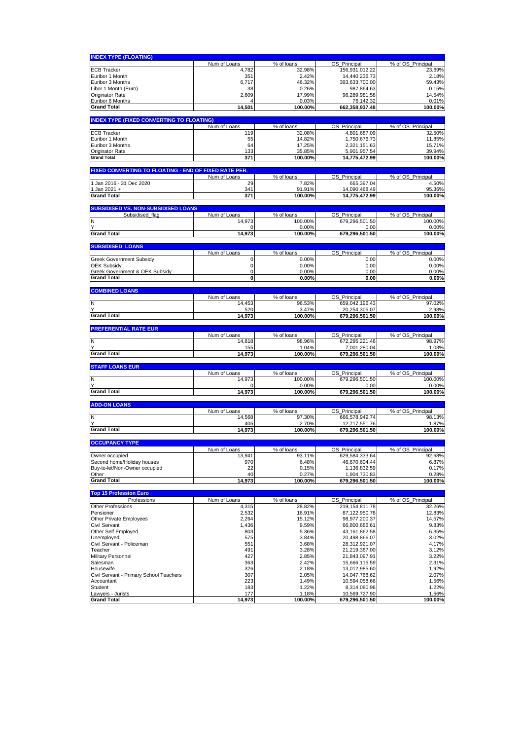**INDEX TYPE (FLOATING)**

| | Num of Loans | % of loans | OS_Principal | % of OS_Principal |
|---|---|---|---|---|
| ECB Tracker | 4,782 | 32.98% | 156,931,012.22 | 23.69% |
| Euribor 1 Month | 351 | 2.42% | 14,440,236.73 | 2.18% |
| Euribor 3 Months | 6,717 | 46.32% | 393,633,700.00 | 59.43% |
| Libor 1 Month (Euro) | 38 | 0.26% | 987,864.63 | 0.15% |
| Originator Rate | 2,609 | 17.99% | 96,289,981.58 | 14.54% |
| Euribor 6 Months | 4 | 0.03% | 76,142.32 | 0.01% |
| **Grand Total** | **14,501** | **100.00%** | **662,358,937.48** | **100.00%** |

**INDEX TYPE (FIXED CONVERTING TO FLOATING)**

| | Num of Loans | % of loans | OS_Principal | % of OS_Principal |
|---|---|---|---|---|
| ECB Tracker | 119 | 32.08% | 4,801,687.09 | 32.50% |
| Euribor 1 Month | 55 | 14.82% | 1,750,676.73 | 11.85% |
| Euribor 3 Months | 64 | 17.25% | 2,321,151.63 | 15.71% |
| Originator Rate | 133 | 35.85% | 5,901,957.54 | 39.94% |
| **Grand Total** | **371** | **100.00%** | **14,775,472.99** | **100.00%** |

**FIXED CONVERTING TO FLOATING - END OF FIXED RATE PER.**

| | Num of Loans | % of loans | OS_Principal | % of OS_Principal |
|---|---|---|---|---|
| 1 Jan 2016 - 31 Dec 2020 | 29 | 7.82% | 665,397.04 | 4.50% |
| 1 Jan 2021 + | 341 | 91.91% | 14,090,468.49 | 95.36% |
| **Grand Total** | **371** | **100.00%** | **14,775,472.99** | **100.00%** |

**SUBSIDISED VS. NON-SUBSIDISED LOANS**

| Subsidised_flag | Num of Loans | % of loans | OS_Principal | % of OS_Principal |
|---|---|---|---|---|
| N | 14,973 | 100.00% | 679,296,501.50 | 100.00% |
| Y | 0 | 0.00% | 0.00 | 0.00% |
| **Grand Total** | **14,973** | **100.00%** | **679,296,501.50** | **100.00%** |

**SUBSIDISED LOANS**

| | Num of Loans | % of loans | OS_Principal | % of OS_Principal |
|---|---|---|---|---|
| Greek Government Subsidy | 0 | 0.00% | 0.00 | 0.00% |
| OEK Subsidy | 0 | 0.00% | 0.00 | 0.00% |
| Greek Government & OEK Subsidy | 0 | 0.00% | 0.00 | 0.00% |
| **Grand Total** | **0** | **0.00%** | **0.00** | **0.00%** |

**COMBINED LOANS**

| | Num of Loans | % of loans | OS_Principal | % of OS_Principal |
|---|---|---|---|---|
| N | 14,453 | 96.53% | 659,042,196.43 | 97.02% |
| Y | 520 | 3.47% | 20,254,305.07 | 2.98% |
| **Grand Total** | **14,973** | **100.00%** | **679,296,501.50** | **100.00%** |

**PREFERENTIAL RATE EUR**

| | Num of Loans | % of loans | OS_Principal | % of OS_Principal |
|---|---|---|---|---|
| N | 14,818 | 98.96% | 672,295,221.46 | 98.97% |
| Y | 155 | 1.04% | 7,001,280.04 | 1.03% |
| **Grand Total** | **14,973** | **100.00%** | **679,296,501.50** | **100.00%** |

**STAFF LOANS EUR**

| | Num of Loans | % of loans | OS_Principal | % of OS_Principal |
|---|---|---|---|---|
| N | 14,973 | 100.00% | 679,296,501.50 | 100.00% |
| Y | 0 | 0.00% | 0.00 | 0.00% |
| **Grand Total** | **14,973** | **100.00%** | **679,296,501.50** | **100.00%** |

**ADD-ON LOANS**

| | Num of Loans | % of loans | OS_Principal | % of OS_Principal |
|---|---|---|---|---|
| N | 14,568 | 97.30% | 666,578,949.74 | 98.13% |
| Y | 405 | 2.70% | 12,717,551.76 | 1.87% |
| **Grand Total** | **14,973** | **100.00%** | **679,296,501.50** | **100.00%** |

**OCCUPANCY TYPE**

| | Num of Loans | % of loans | OS_Principal | % of OS_Principal |
|---|---|---|---|---|
| Owner occupied | 13,941 | 93.11% | 629,584,333.64 | 92.68% |
| Second home/Holiday houses | 970 | 6.48% | 46,670,604.44 | 6.87% |
| Buy-to-let/Non-Owner occupied | 22 | 0.15% | 1,136,832.59 | 0.17% |
| Other | 40 | 0.27% | 1,904,730.83 | 0.28% |
| **Grand Total** | **14,973** | **100.00%** | **679,296,501.50** | **100.00%** |

**Top 15 Profession Euro**

| Professions | Num of Loans | % of loans | OS_Principal | % of OS_Principal |
|---|---|---|---|---|
| Other Professions | 4,315 | 28.82% | 219,154,811.78 | 32.26% |
| Pensioner | 2,532 | 16.91% | 87,122,950.78 | 12.83% |
| Other Private Employees | 2,264 | 15.12% | 98,977,200.37 | 14.57% |
| Civil Servant | 1,436 | 9.59% | 66,800,686.61 | 9.83% |
| Other Self Employed | 803 | 5.36% | 43,161,862.58 | 6.35% |
| Unemployed | 575 | 3.84% | 20,498,866.07 | 3.02% |
| Civil Servant - Policeman | 551 | 3.68% | 28,312,921.07 | 4.17% |
| Teacher | 491 | 3.28% | 21,219,367.00 | 3.12% |
| Military Personnel | 427 | 2.85% | 21,843,097.91 | 3.22% |
| Salesman | 363 | 2.42% | 15,666,115.59 | 2.31% |
| Housewife | 326 | 2.18% | 13,012,985.60 | 1.92% |
| Civil Servant - Primary School Teachers | 307 | 2.05% | 14,047,768.62 | 2.07% |
| Accountant | 223 | 1.49% | 10,594,058.66 | 1.56% |
| Student | 183 | 1.22% | 8,314,080.96 | 1.22% |
| Lawyers - Jurists | 177 | 1.18% | 10,569,727.90 | 1.56% |
| **Grand Total** | **14,973** | **100.00%** | **679,296,501.50** | **100.00%** |